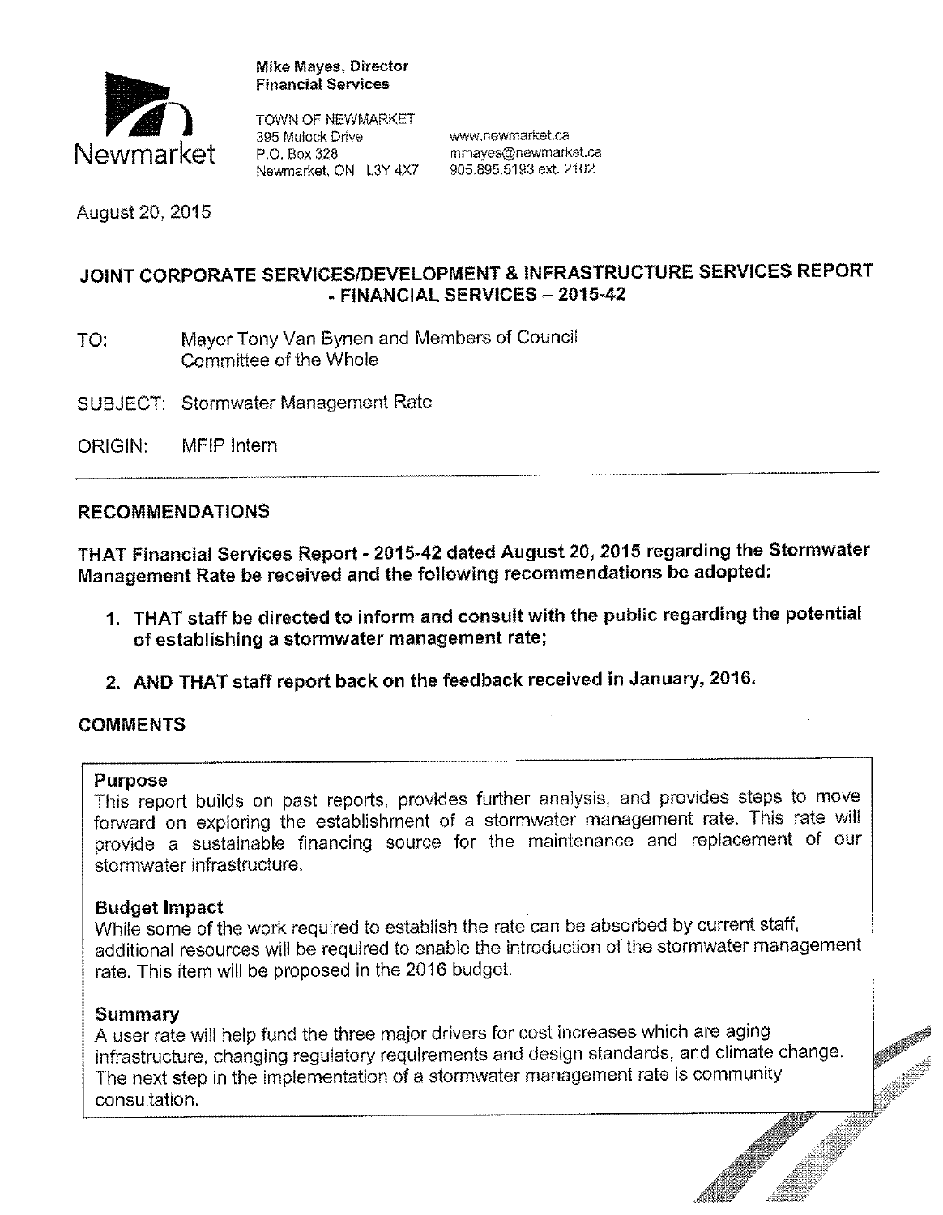Mike Mayes, Director
Financial Services

TOWN OF NEWMARKET
395 Mulock Drive
P.O. Box 328
Newmarket, ON L3Y 4X7

www.newmarket.ca
mmayes@newmarket.ca
905.895.5193 ext. 2102

August 20, 2015

# JOINT CORPORATE SERVICES/DEVELOPMENT & INFRASTRUCTURE SERVICES REPORT - FINANCIAL SERVICES – 2015-42

TO: Mayor Tony Van Bynen and Members of Council
Committee of the Whole

SUBJECT: Stormwater Management Rate

ORIGIN: MFIP Intern

## RECOMMENDATIONS

**THAT Financial Services Report - 2015-42 dated August 20, 2015 regarding the Stormwater Management Rate be received and the following recommendations be adopted:**

1. **THAT staff be directed to inform and consult with the public regarding the potential of establishing a stormwater management rate;**
2. **AND THAT staff report back on the feedback received in January, 2016.**

## COMMENTS

### Purpose

This report builds on past reports, provides further analysis, and provides steps to move forward on exploring the establishment of a stormwater management rate. This rate will provide a sustainable financing source for the maintenance and replacement of our stormwater infrastructure.

### Budget Impact

While some of the work required to establish the rate can be absorbed by current staff, additional resources will be required to enable the introduction of the stormwater management rate. This item will be proposed in the 2016 budget.

### Summary

A user rate will help fund the three major drivers for cost increases which are aging infrastructure, changing regulatory requirements and design standards, and climate change. The next step in the implementation of a stormwater management rate is community consultation.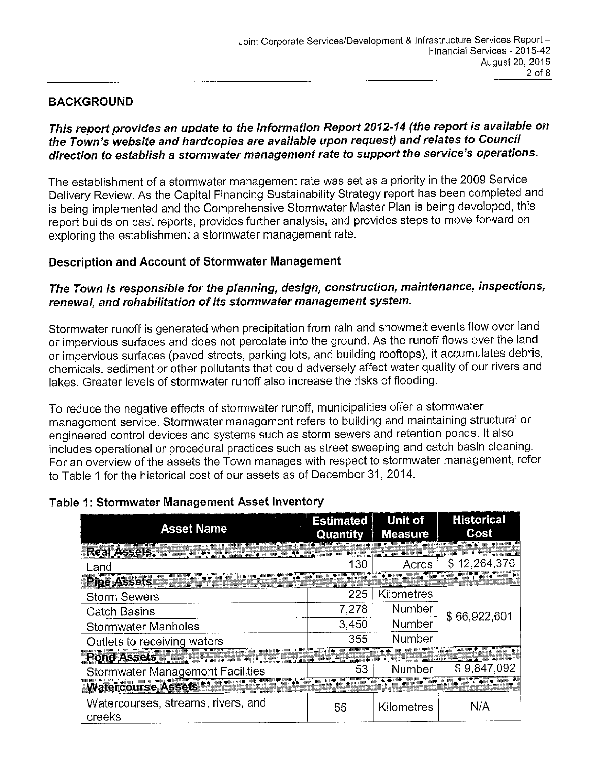## BACKGROUND

***This report provides an update to the Information Report 2012-14 (the report is available on the Town's website and hardcopies are available upon request) and relates to Council direction to establish a stormwater management rate to support the service's operations.***

The establishment of a stormwater management rate was set as a priority in the 2009 Service Delivery Review. As the Capital Financing Sustainability Strategy report has been completed and is being implemented and the Comprehensive Stormwater Master Plan is being developed, this report builds on past reports, provides further analysis, and provides steps to move forward on exploring the establishment a stormwater management rate.

### Description and Account of Stormwater Management

***The Town is responsible for the planning, design, construction, maintenance, inspections, renewal, and rehabilitation of its stormwater management system.***

Stormwater runoff is generated when precipitation from rain and snowmelt events flow over land or impervious surfaces and does not percolate into the ground. As the runoff flows over the land or impervious surfaces (paved streets, parking lots, and building rooftops), it accumulates debris, chemicals, sediment or other pollutants that could adversely affect water quality of our rivers and lakes. Greater levels of stormwater runoff also increase the risks of flooding.

To reduce the negative effects of stormwater runoff, municipalities offer a stormwater management service. Stormwater management refers to building and maintaining structural or engineered control devices and systems such as storm sewers and retention ponds. It also includes operational or procedural practices such as street sweeping and catch basin cleaning. For an overview of the assets the Town manages with respect to stormwater management, refer to Table 1 for the historical cost of our assets as of December 31, 2014.

**Table 1: Stormwater Management Asset Inventory**

| Asset Name | Estimated Quantity | Unit of Measure | Historical Cost |
|---|---|---|---|
| **Real Assets** | | | |
| Land | 130 | Acres | $ 12,264,376 |
| **Pipe Assets** | | | |
| Storm Sewers | 225 | Kilometres | $ 66,922,601 |
| Catch Basins | 7,278 | Number | |
| Stormwater Manholes | 3,450 | Number | |
| Outlets to receiving waters | 355 | Number | |
| **Pond Assets** | | | |
| Stormwater Management Facilities | 53 | Number | $ 9,847,092 |
| **Watercourse Assets** | | | |
| Watercourses, streams, rivers, and creeks | 55 | Kilometres | N/A |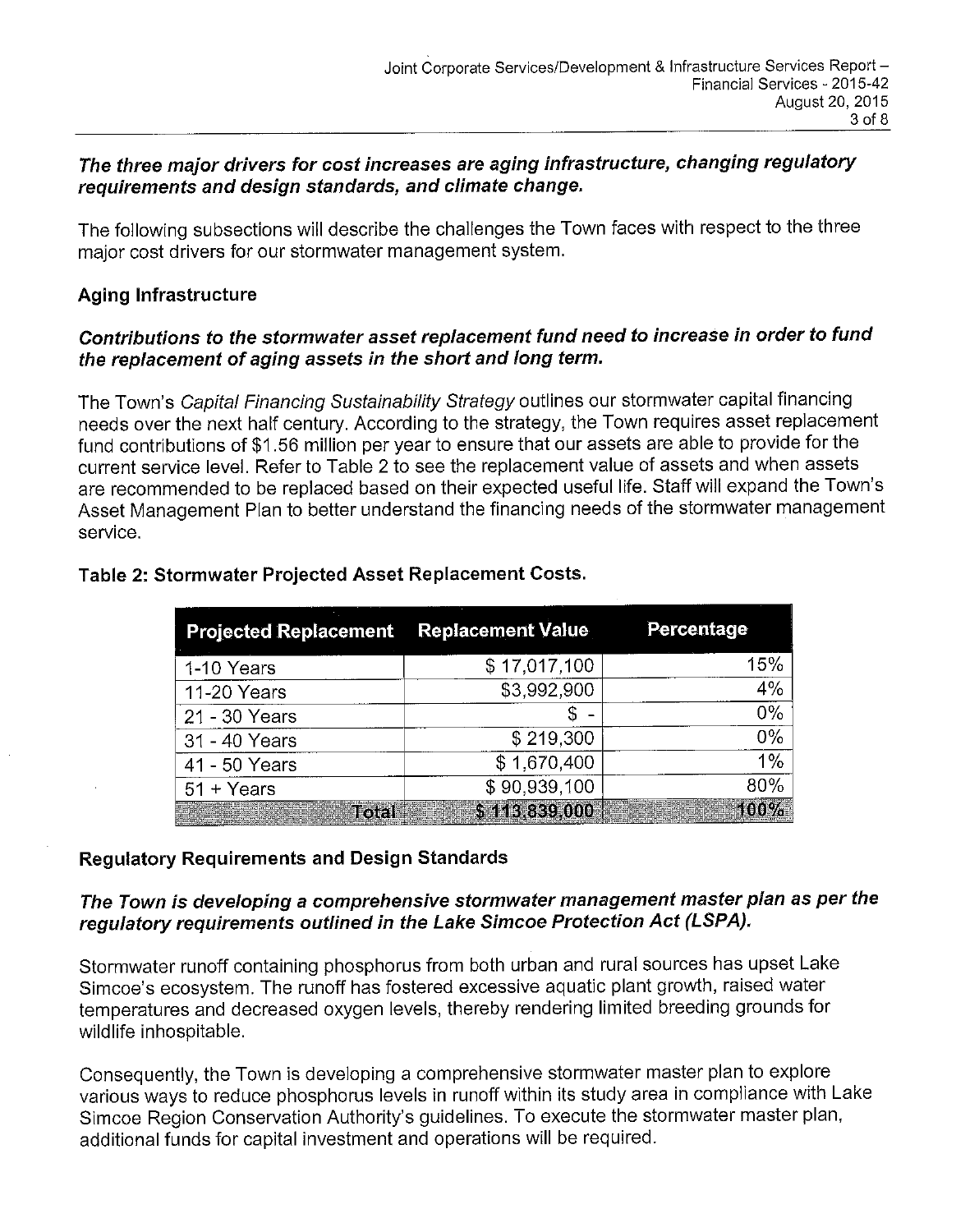***The three major drivers for cost increases are aging infrastructure, changing regulatory requirements and design standards, and climate change.***

The following subsections will describe the challenges the Town faces with respect to the three major cost drivers for our stormwater management system.

## Aging Infrastructure

***Contributions to the stormwater asset replacement fund need to increase in order to fund the replacement of aging assets in the short and long term.***

The Town's *Capital Financing Sustainability Strategy* outlines our stormwater capital financing needs over the next half century. According to the strategy, the Town requires asset replacement fund contributions of $1.56 million per year to ensure that our assets are able to provide for the current service level. Refer to Table 2 to see the replacement value of assets and when assets are recommended to be replaced based on their expected useful life. Staff will expand the Town's Asset Management Plan to better understand the financing needs of the stormwater management service.

**Table 2: Stormwater Projected Asset Replacement Costs.**

| Projected Replacement | Replacement Value | Percentage |
|---|---|---|
| 1-10 Years | $ 17,017,100 | 15% |
| 11-20 Years | $3,992,900 | 4% |
| 21 - 30 Years | $ - | 0% |
| 31 - 40 Years | $ 219,300 | 0% |
| 41 - 50 Years | $ 1,670,400 | 1% |
| 51 + Years | $ 90,939,100 | 80% |
| Total | $ 113,839,000 | 100% |

## Regulatory Requirements and Design Standards

***The Town is developing a comprehensive stormwater management master plan as per the regulatory requirements outlined in the Lake Simcoe Protection Act (LSPA).***

Stormwater runoff containing phosphorus from both urban and rural sources has upset Lake Simcoe's ecosystem. The runoff has fostered excessive aquatic plant growth, raised water temperatures and decreased oxygen levels, thereby rendering limited breeding grounds for wildlife inhospitable.

Consequently, the Town is developing a comprehensive stormwater master plan to explore various ways to reduce phosphorus levels in runoff within its study area in compliance with Lake Simcoe Region Conservation Authority's guidelines. To execute the stormwater master plan, additional funds for capital investment and operations will be required.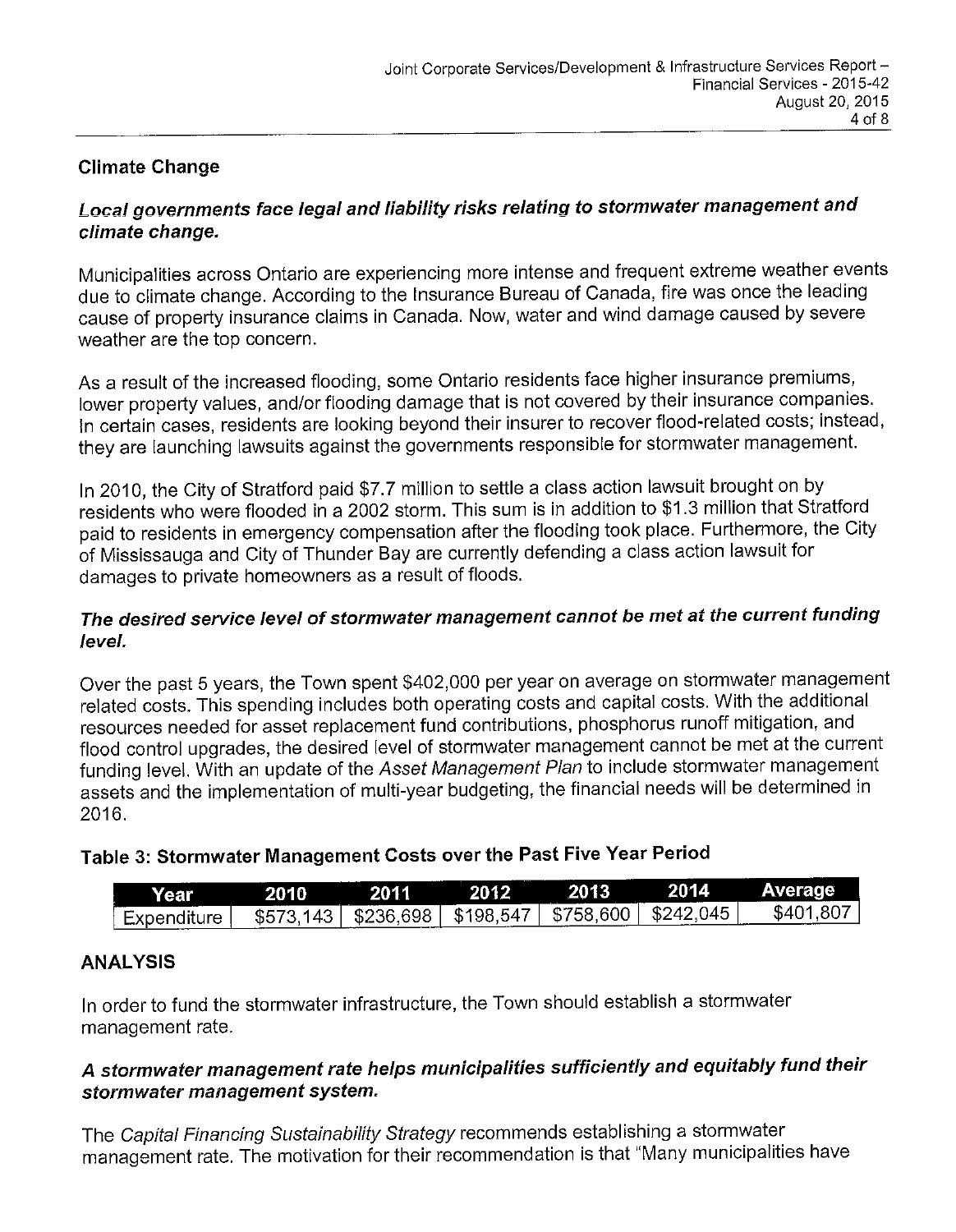## Climate Change

***Local governments face legal and liability risks relating to stormwater management and climate change.***

Municipalities across Ontario are experiencing more intense and frequent extreme weather events due to climate change. According to the Insurance Bureau of Canada, fire was once the leading cause of property insurance claims in Canada. Now, water and wind damage caused by severe weather are the top concern.

As a result of the increased flooding, some Ontario residents face higher insurance premiums, lower property values, and/or flooding damage that is not covered by their insurance companies. In certain cases, residents are looking beyond their insurer to recover flood-related costs; instead, they are launching lawsuits against the governments responsible for stormwater management.

In 2010, the City of Stratford paid $7.7 million to settle a class action lawsuit brought on by residents who were flooded in a 2002 storm. This sum is in addition to $1.3 million that Stratford paid to residents in emergency compensation after the flooding took place. Furthermore, the City of Mississauga and City of Thunder Bay are currently defending a class action lawsuit for damages to private homeowners as a result of floods.

***The desired service level of stormwater management cannot be met at the current funding level.***

Over the past 5 years, the Town spent $402,000 per year on average on stormwater management related costs. This spending includes both operating costs and capital costs. With the additional resources needed for asset replacement fund contributions, phosphorus runoff mitigation, and flood control upgrades, the desired level of stormwater management cannot be met at the current funding level. With an update of the *Asset Management Plan* to include stormwater management assets and the implementation of multi-year budgeting, the financial needs will be determined in 2016.

**Table 3: Stormwater Management Costs over the Past Five Year Period**

| Year | 2010 | 2011 | 2012 | 2013 | 2014 | Average |
|---|---|---|---|---|---|---|
| Expenditure | $573,143 | $236,698 | $198,547 | $758,600 | $242,045 | $401,807 |

## ANALYSIS

In order to fund the stormwater infrastructure, the Town should establish a stormwater management rate.

***A stormwater management rate helps municipalities sufficiently and equitably fund their stormwater management system.***

The *Capital Financing Sustainability Strategy* recommends establishing a stormwater management rate. The motivation for their recommendation is that "Many municipalities have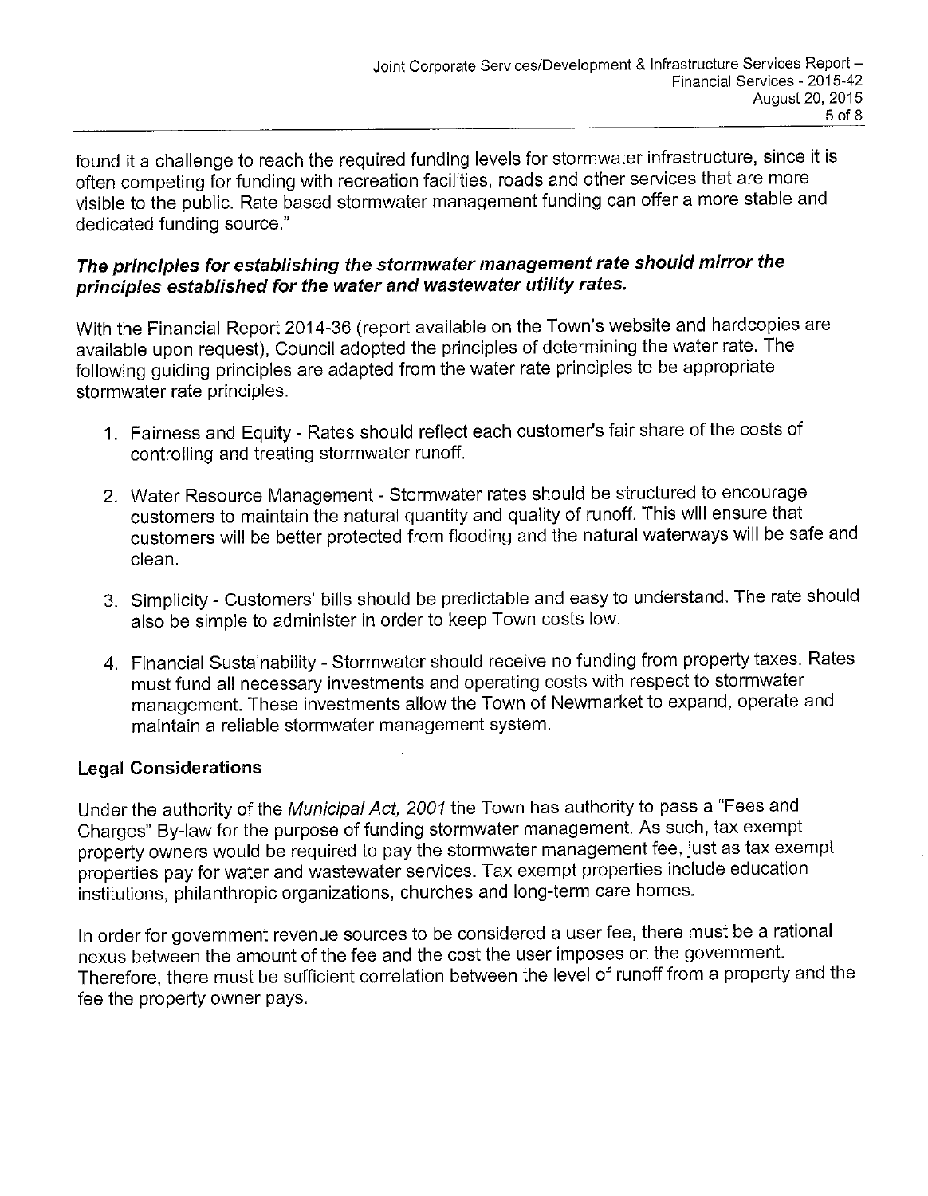found it a challenge to reach the required funding levels for stormwater infrastructure, since it is often competing for funding with recreation facilities, roads and other services that are more visible to the public. Rate based stormwater management funding can offer a more stable and dedicated funding source."

***The principles for establishing the stormwater management rate should mirror the principles established for the water and wastewater utility rates.***

With the Financial Report 2014-36 (report available on the Town's website and hardcopies are available upon request), Council adopted the principles of determining the water rate. The following guiding principles are adapted from the water rate principles to be appropriate stormwater rate principles.

1. Fairness and Equity - Rates should reflect each customer's fair share of the costs of controlling and treating stormwater runoff.
2. Water Resource Management - Stormwater rates should be structured to encourage customers to maintain the natural quantity and quality of runoff. This will ensure that customers will be better protected from flooding and the natural waterways will be safe and clean.
3. Simplicity - Customers' bills should be predictable and easy to understand. The rate should also be simple to administer in order to keep Town costs low.
4. Financial Sustainability - Stormwater should receive no funding from property taxes. Rates must fund all necessary investments and operating costs with respect to stormwater management. These investments allow the Town of Newmarket to expand, operate and maintain a reliable stormwater management system.

## Legal Considerations

Under the authority of the *Municipal Act, 2001* the Town has authority to pass a "Fees and Charges" By-law for the purpose of funding stormwater management. As such, tax exempt property owners would be required to pay the stormwater management fee, just as tax exempt properties pay for water and wastewater services. Tax exempt properties include education institutions, philanthropic organizations, churches and long-term care homes.

In order for government revenue sources to be considered a user fee, there must be a rational nexus between the amount of the fee and the cost the user imposes on the government. Therefore, there must be sufficient correlation between the level of runoff from a property and the fee the property owner pays.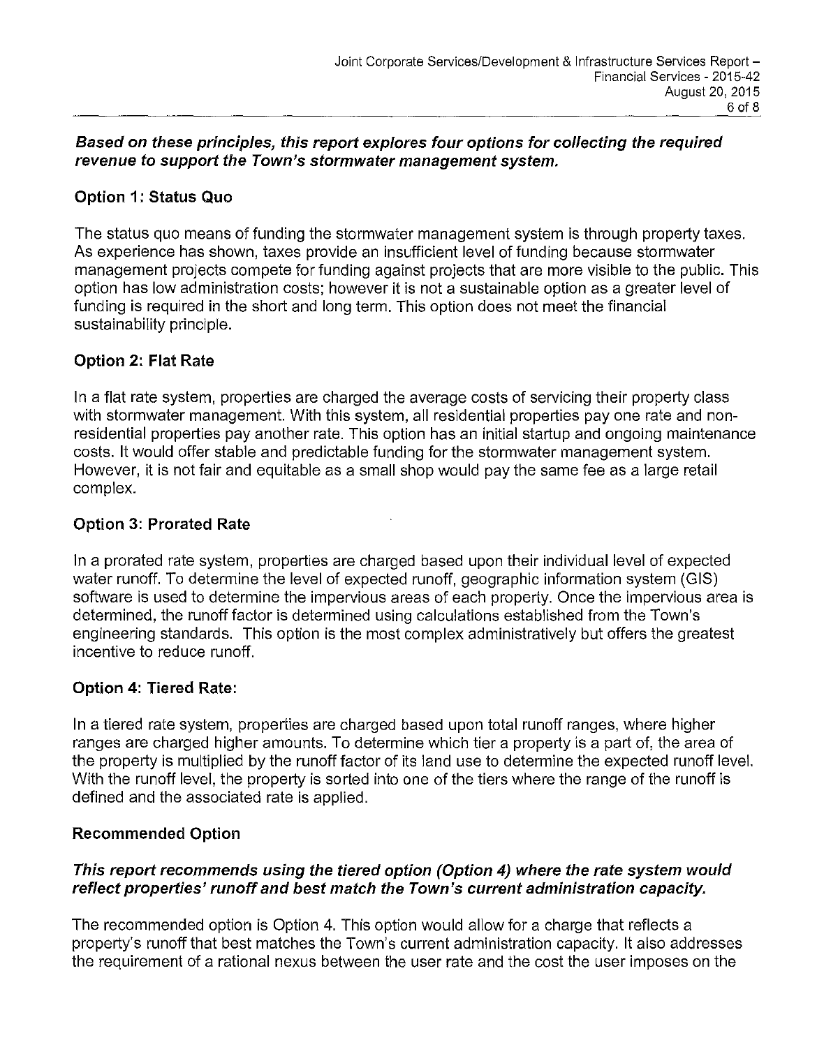***Based on these principles, this report explores four options for collecting the required revenue to support the Town's stormwater management system.***

### Option 1: Status Quo

The status quo means of funding the stormwater management system is through property taxes. As experience has shown, taxes provide an insufficient level of funding because stormwater management projects compete for funding against projects that are more visible to the public. This option has low administration costs; however it is not a sustainable option as a greater level of funding is required in the short and long term. This option does not meet the financial sustainability principle.

### Option 2: Flat Rate

In a flat rate system, properties are charged the average costs of servicing their property class with stormwater management. With this system, all residential properties pay one rate and non-residential properties pay another rate. This option has an initial startup and ongoing maintenance costs. It would offer stable and predictable funding for the stormwater management system. However, it is not fair and equitable as a small shop would pay the same fee as a large retail complex.

### Option 3: Prorated Rate

In a prorated rate system, properties are charged based upon their individual level of expected water runoff. To determine the level of expected runoff, geographic information system (GIS) software is used to determine the impervious areas of each property. Once the impervious area is determined, the runoff factor is determined using calculations established from the Town's engineering standards. This option is the most complex administratively but offers the greatest incentive to reduce runoff.

### Option 4: Tiered Rate:

In a tiered rate system, properties are charged based upon total runoff ranges, where higher ranges are charged higher amounts. To determine which tier a property is a part of, the area of the property is multiplied by the runoff factor of its land use to determine the expected runoff level. With the runoff level, the property is sorted into one of the tiers where the range of the runoff is defined and the associated rate is applied.

### Recommended Option

***This report recommends using the tiered option (Option 4) where the rate system would reflect properties' runoff and best match the Town's current administration capacity.***

The recommended option is Option 4. This option would allow for a charge that reflects a property's runoff that best matches the Town's current administration capacity. It also addresses the requirement of a rational nexus between the user rate and the cost the user imposes on the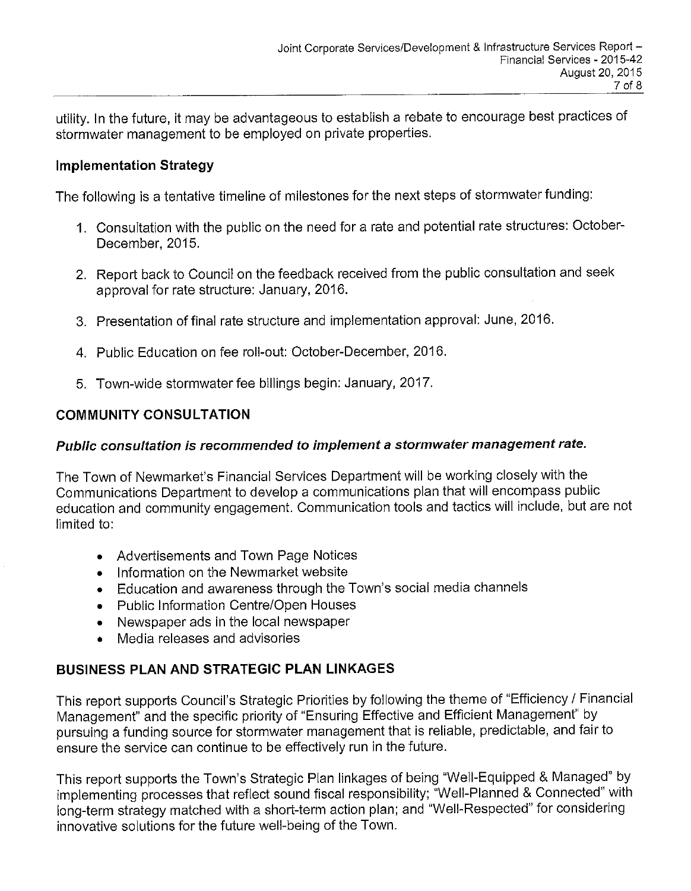utility. In the future, it may be advantageous to establish a rebate to encourage best practices of stormwater management to be employed on private properties.

### Implementation Strategy

The following is a tentative timeline of milestones for the next steps of stormwater funding:

1. Consultation with the public on the need for a rate and potential rate structures: October-December, 2015.
2. Report back to Council on the feedback received from the public consultation and seek approval for rate structure: January, 2016.
3. Presentation of final rate structure and implementation approval: June, 2016.
4. Public Education on fee roll-out: October-December, 2016.
5. Town-wide stormwater fee billings begin: January, 2017.

## COMMUNITY CONSULTATION

***Public consultation is recommended to implement a stormwater management rate.***

The Town of Newmarket's Financial Services Department will be working closely with the Communications Department to develop a communications plan that will encompass public education and community engagement. Communication tools and tactics will include, but are not limited to:

- Advertisements and Town Page Notices
- Information on the Newmarket website
- Education and awareness through the Town's social media channels
- Public Information Centre/Open Houses
- Newspaper ads in the local newspaper
- Media releases and advisories

## BUSINESS PLAN AND STRATEGIC PLAN LINKAGES

This report supports Council's Strategic Priorities by following the theme of "Efficiency / Financial Management" and the specific priority of "Ensuring Effective and Efficient Management" by pursuing a funding source for stormwater management that is reliable, predictable, and fair to ensure the service can continue to be effectively run in the future.

This report supports the Town's Strategic Plan linkages of being "Well-Equipped & Managed" by implementing processes that reflect sound fiscal responsibility; "Well-Planned & Connected" with long-term strategy matched with a short-term action plan; and "Well-Respected" for considering innovative solutions for the future well-being of the Town.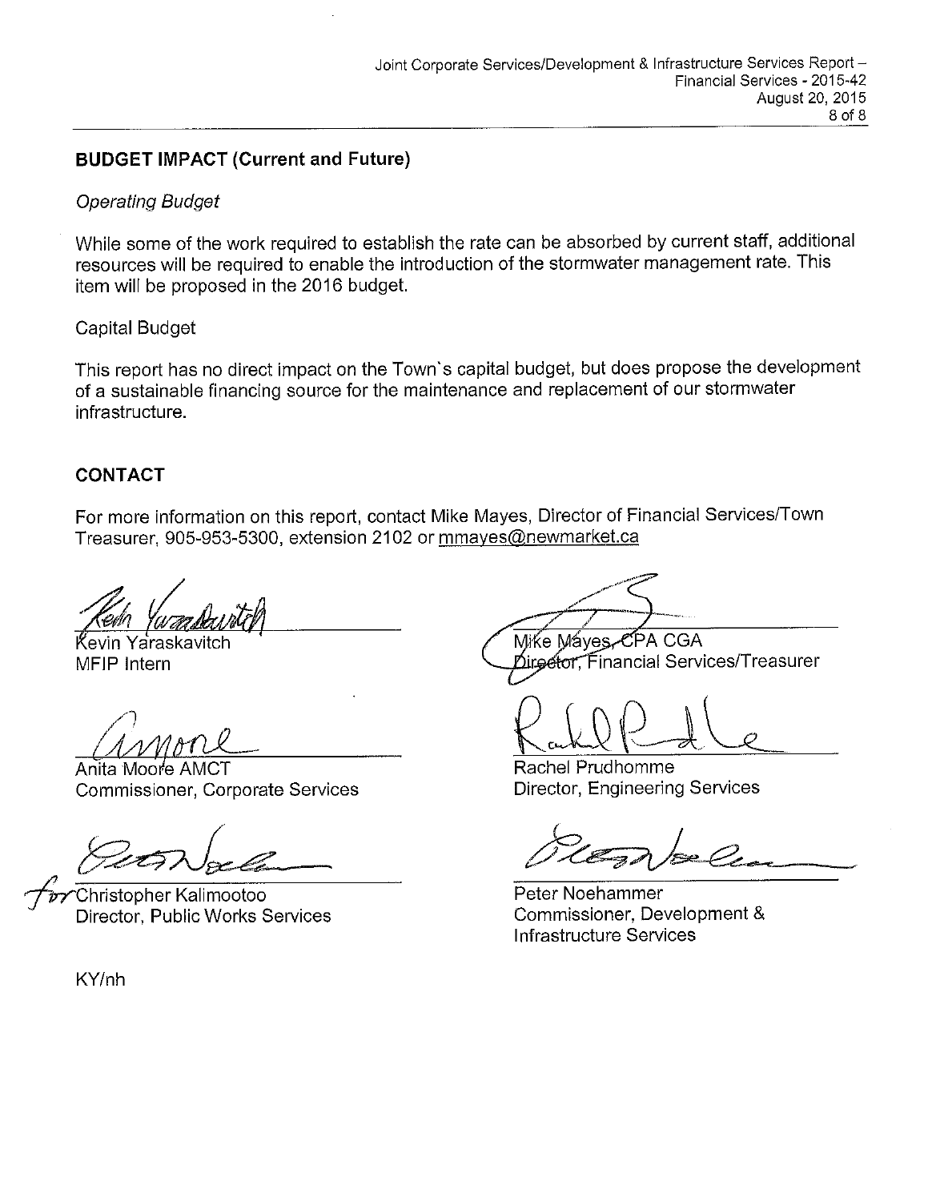## BUDGET IMPACT (Current and Future)

*Operating Budget*

While some of the work required to establish the rate can be absorbed by current staff, additional resources will be required to enable the introduction of the stormwater management rate. This item will be proposed in the 2016 budget.

Capital Budget

This report has no direct impact on the Town's capital budget, but does propose the development of a sustainable financing source for the maintenance and replacement of our stormwater infrastructure.

## CONTACT

For more information on this report, contact Mike Mayes, Director of Financial Services/Town Treasurer, 905-953-5300, extension 2102 or mmayes@newmarket.ca

Kevin Yaraskavitch
MFIP Intern

Mike Mayes, CPA CGA
Director, Financial Services/Treasurer

Anita Moore AMCT
Commissioner, Corporate Services

Rachel Prudhomme
Director, Engineering Services

for Christopher Kalimootoo
Director, Public Works Services

Peter Noehammer
Commissioner, Development & Infrastructure Services

KY/nh